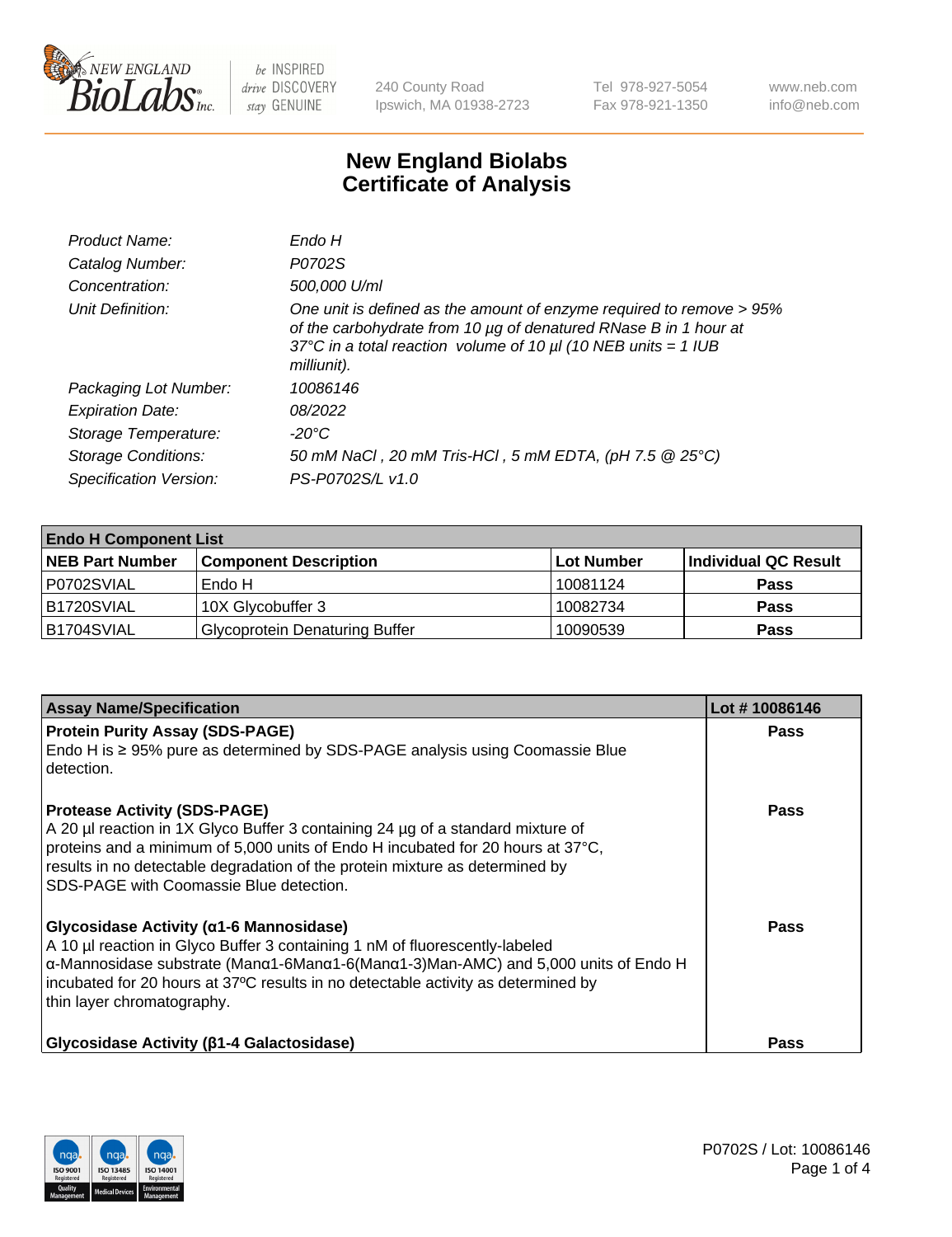NEW ENGLAND BioLabs Inc. — be INSPIRED drive DISCOVERY stay GENUINE

240 County Road
Ipswich, MA 01938-2723

Tel 978-927-5054
Fax 978-921-1350

www.neb.com
info@neb.com

# New England Biolabs
# Certificate of Analysis

| | |
|---|---|
| *Product Name:* | *Endo H* |
| *Catalog Number:* | *P0702S* |
| *Concentration:* | *500,000 U/ml* |
| *Unit Definition:* | *One unit is defined as the amount of enzyme required to remove > 95% of the carbohydrate from 10 µg of denatured RNase B in 1 hour at 37°C in a total reaction volume of 10 µl (10 NEB units = 1 IUB milliunit).* |
| *Packaging Lot Number:* | *10086146* |
| *Expiration Date:* | *08/2022* |
| *Storage Temperature:* | *-20°C* |
| *Storage Conditions:* | *50 mM NaCl , 20 mM Tris-HCl , 5 mM EDTA, (pH 7.5 @ 25°C)* |
| *Specification Version:* | *PS-P0702S/L v1.0* |

| **Endo H Component List** | | | |
|---|---|---|---|
| **NEB Part Number** | **Component Description** | **Lot Number** | **Individual QC Result** |
| P0702SVIAL | Endo H | 10081124 | **Pass** |
| B1720SVIAL | 10X Glycobuffer 3 | 10082734 | **Pass** |
| B1704SVIAL | Glycoprotein Denaturing Buffer | 10090539 | **Pass** |

| **Assay Name/Specification** | **Lot # 10086146** |
|---|---|
| **Protein Purity Assay (SDS-PAGE)**<br>Endo H is ≥ 95% pure as determined by SDS-PAGE analysis using Coomassie Blue detection. | **Pass** |
| **Protease Activity (SDS-PAGE)**<br>A 20 µl reaction in 1X Glyco Buffer 3 containing 24 µg of a standard mixture of proteins and a minimum of 5,000 units of Endo H incubated for 20 hours at 37°C, results in no detectable degradation of the protein mixture as determined by SDS-PAGE with Coomassie Blue detection. | **Pass** |
| **Glycosidase Activity (α1-6 Mannosidase)**<br>A 10 µl reaction in Glyco Buffer 3 containing 1 nM of fluorescently-labeled α-Mannosidase substrate (Manα1-6Manα1-6(Manα1-3)Man-AMC) and 5,000 units of Endo H incubated for 20 hours at 37ºC results in no detectable activity as determined by thin layer chromatography. | **Pass** |
| **Glycosidase Activity (β1-4 Galactosidase)** | **Pass** |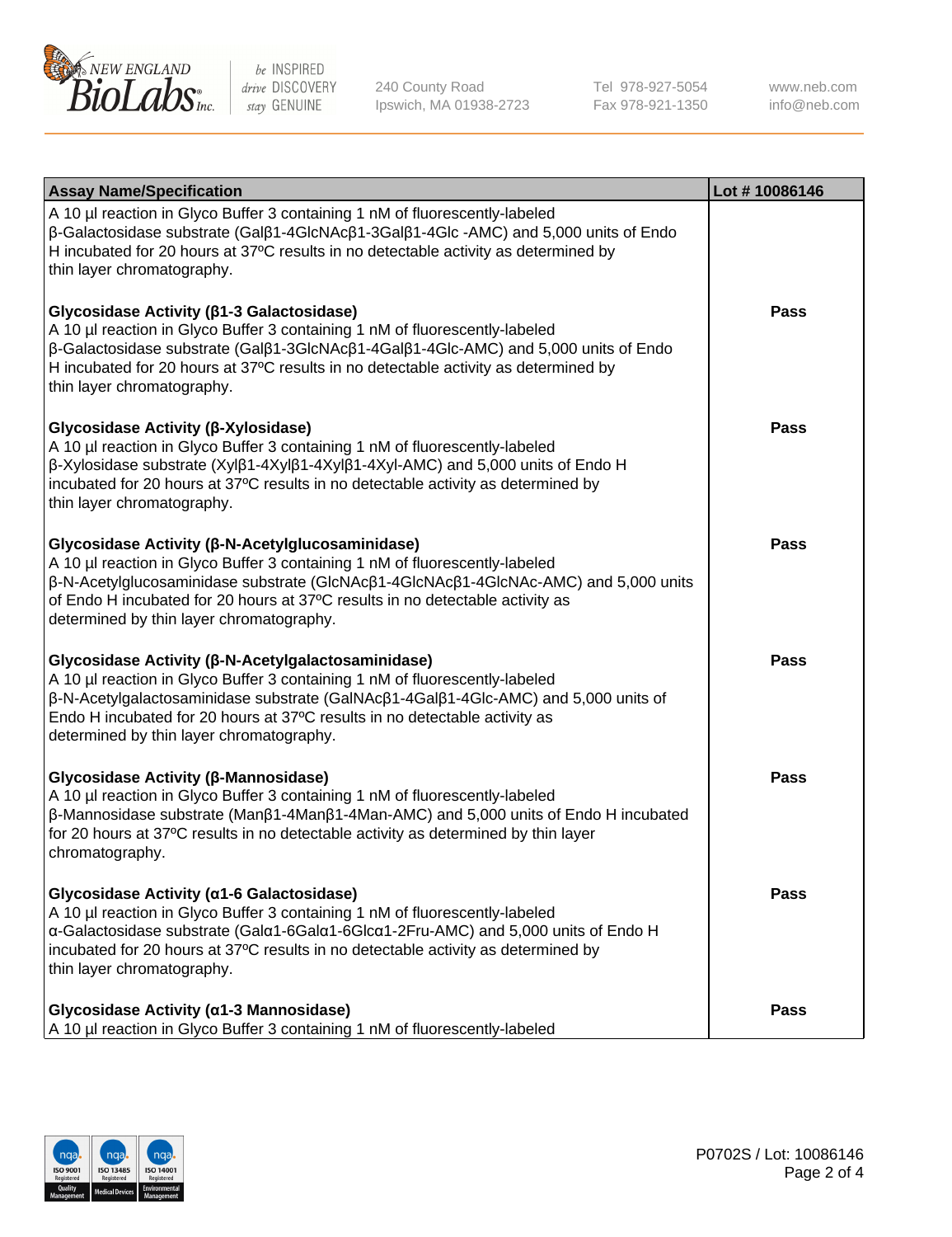| Assay Name/Specification | Lot # 10086146 |
|---|---|
| A 10 µl reaction in Glyco Buffer 3 containing 1 nM of fluorescently-labeled β-Galactosidase substrate (Galβ1-4GlcNAcβ1-3Galβ1-4Glc -AMC) and 5,000 units of Endo H incubated for 20 hours at 37ºC results in no detectable activity as determined by thin layer chromatography. | |
| **Glycosidase Activity (β1-3 Galactosidase)**<br>A 10 µl reaction in Glyco Buffer 3 containing 1 nM of fluorescently-labeled β-Galactosidase substrate (Galβ1-3GlcNAcβ1-4Galβ1-4Glc-AMC) and 5,000 units of Endo H incubated for 20 hours at 37ºC results in no detectable activity as determined by thin layer chromatography. | **Pass** |
| **Glycosidase Activity (β-Xylosidase)**<br>A 10 µl reaction in Glyco Buffer 3 containing 1 nM of fluorescently-labeled β-Xylosidase substrate (Xylβ1-4Xylβ1-4Xylβ1-4Xyl-AMC) and 5,000 units of Endo H incubated for 20 hours at 37ºC results in no detectable activity as determined by thin layer chromatography. | **Pass** |
| **Glycosidase Activity (β-N-Acetylglucosaminidase)**<br>A 10 µl reaction in Glyco Buffer 3 containing 1 nM of fluorescently-labeled β-N-Acetylglucosaminidase substrate (GlcNAcβ1-4GlcNAcβ1-4GlcNAc-AMC) and 5,000 units of Endo H incubated for 20 hours at 37ºC results in no detectable activity as determined by thin layer chromatography. | **Pass** |
| **Glycosidase Activity (β-N-Acetylgalactosaminidase)**<br>A 10 µl reaction in Glyco Buffer 3 containing 1 nM of fluorescently-labeled β-N-Acetylgalactosaminidase substrate (GalNAcβ1-4Galβ1-4Glc-AMC) and 5,000 units of Endo H incubated for 20 hours at 37ºC results in no detectable activity as determined by thin layer chromatography. | **Pass** |
| **Glycosidase Activity (β-Mannosidase)**<br>A 10 µl reaction in Glyco Buffer 3 containing 1 nM of fluorescently-labeled β-Mannosidase substrate (Manβ1-4Manβ1-4Man-AMC) and 5,000 units of Endo H incubated for 20 hours at 37ºC results in no detectable activity as determined by thin layer chromatography. | **Pass** |
| **Glycosidase Activity (α1-6 Galactosidase)**<br>A 10 µl reaction in Glyco Buffer 3 containing 1 nM of fluorescently-labeled α-Galactosidase substrate (Galα1-6Galα1-6Glcα1-2Fru-AMC) and 5,000 units of Endo H incubated for 20 hours at 37ºC results in no detectable activity as determined by thin layer chromatography. | **Pass** |
| **Glycosidase Activity (α1-3 Mannosidase)**<br>A 10 µl reaction in Glyco Buffer 3 containing 1 nM of fluorescently-labeled | **Pass** |

P0702S / Lot: 10086146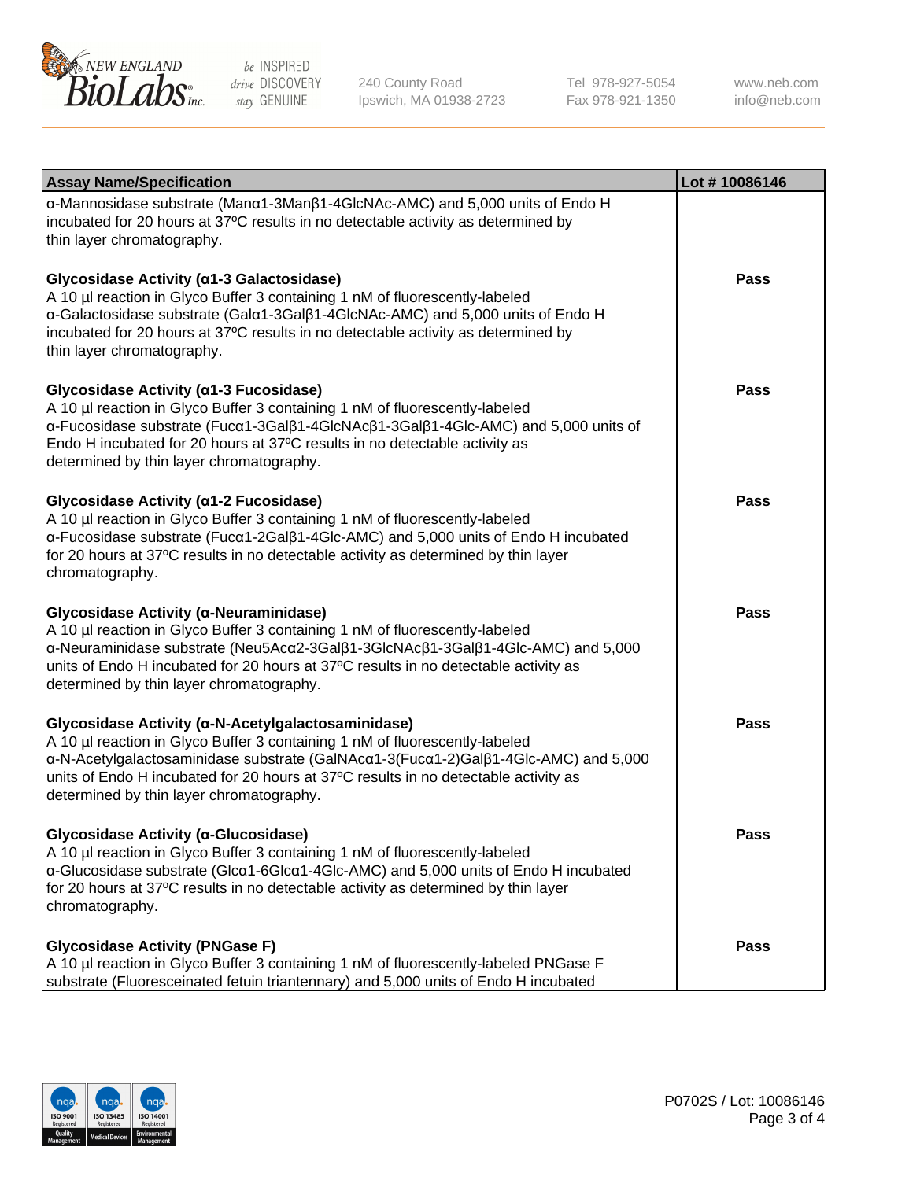| Assay Name/Specification | Lot # 10086146 |
|---|---|
| α-Mannosidase substrate (Manα1-3Manβ1-4GlcNAc-AMC) and 5,000 units of Endo H incubated for 20 hours at 37ºC results in no detectable activity as determined by thin layer chromatography. | |
| **Glycosidase Activity (α1-3 Galactosidase)**<br>A 10 µl reaction in Glyco Buffer 3 containing 1 nM of fluorescently-labeled α-Galactosidase substrate (Galα1-3Galβ1-4GlcNAc-AMC) and 5,000 units of Endo H incubated for 20 hours at 37ºC results in no detectable activity as determined by thin layer chromatography. | **Pass** |
| **Glycosidase Activity (α1-3 Fucosidase)**<br>A 10 µl reaction in Glyco Buffer 3 containing 1 nM of fluorescently-labeled α-Fucosidase substrate (Fucα1-3Galβ1-4GlcNAcβ1-3Galβ1-4Glc-AMC) and 5,000 units of Endo H incubated for 20 hours at 37ºC results in no detectable activity as determined by thin layer chromatography. | **Pass** |
| **Glycosidase Activity (α1-2 Fucosidase)**<br>A 10 µl reaction in Glyco Buffer 3 containing 1 nM of fluorescently-labeled α-Fucosidase substrate (Fucα1-2Galβ1-4Glc-AMC) and 5,000 units of Endo H incubated for 20 hours at 37ºC results in no detectable activity as determined by thin layer chromatography. | **Pass** |
| **Glycosidase Activity (α-Neuraminidase)**<br>A 10 µl reaction in Glyco Buffer 3 containing 1 nM of fluorescently-labeled α-Neuraminidase substrate (Neu5Acα2-3Galβ1-3GlcNAcβ1-3Galβ1-4Glc-AMC) and 5,000 units of Endo H incubated for 20 hours at 37ºC results in no detectable activity as determined by thin layer chromatography. | **Pass** |
| **Glycosidase Activity (α-N-Acetylgalactosaminidase)**<br>A 10 µl reaction in Glyco Buffer 3 containing 1 nM of fluorescently-labeled α-N-Acetylgalactosaminidase substrate (GalNAcα1-3(Fucα1-2)Galβ1-4Glc-AMC) and 5,000 units of Endo H incubated for 20 hours at 37ºC results in no detectable activity as determined by thin layer chromatography. | **Pass** |
| **Glycosidase Activity (α-Glucosidase)**<br>A 10 µl reaction in Glyco Buffer 3 containing 1 nM of fluorescently-labeled α-Glucosidase substrate (Glcα1-6Glcα1-4Glc-AMC) and 5,000 units of Endo H incubated for 20 hours at 37ºC results in no detectable activity as determined by thin layer chromatography. | **Pass** |
| **Glycosidase Activity (PNGase F)**<br>A 10 µl reaction in Glyco Buffer 3 containing 1 nM of fluorescently-labeled PNGase F substrate (Fluoresceinated fetuin triantennary) and 5,000 units of Endo H incubated | **Pass** |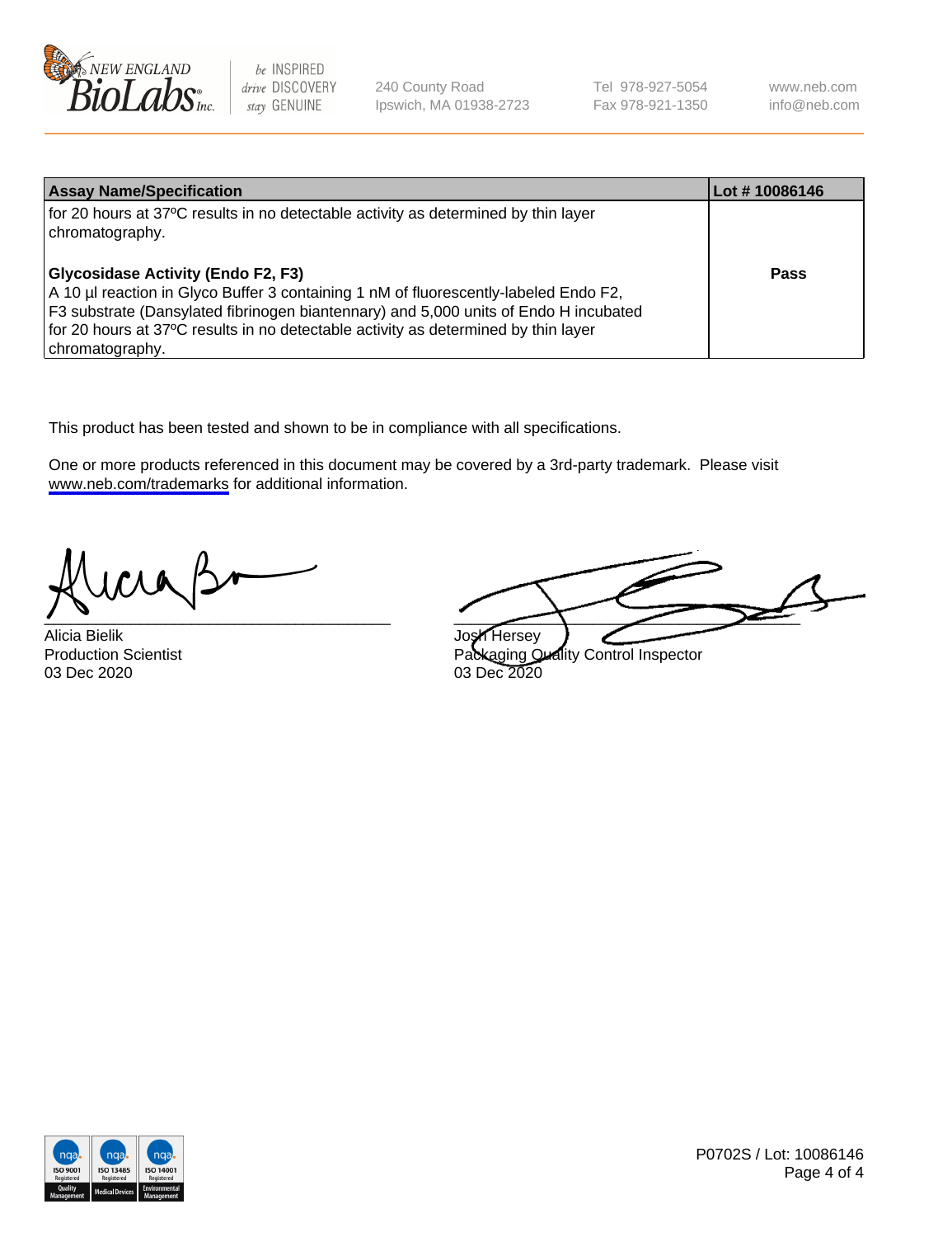| Assay Name/Specification | Lot # 10086146 |
| --- | --- |
| for 20 hours at 37ºC results in no detectable activity as determined by thin layer chromatography. | |
| **Glycosidase Activity (Endo F2, F3)**<br>A 10 µl reaction in Glyco Buffer 3 containing 1 nM of fluorescently-labeled Endo F2, F3 substrate (Dansylated fibrinogen biantennary) and 5,000 units of Endo H incubated for 20 hours at 37ºC results in no detectable activity as determined by thin layer chromatography. | **Pass** |

This product has been tested and shown to be in compliance with all specifications.

One or more products referenced in this document may be covered by a 3rd-party trademark. Please visit www.neb.com/trademarks for additional information.

Alicia Bielik
Production Scientist
03 Dec 2020

Josh Hersey
Packaging Quality Control Inspector
03 Dec 2020

P0702S / Lot: 10086146